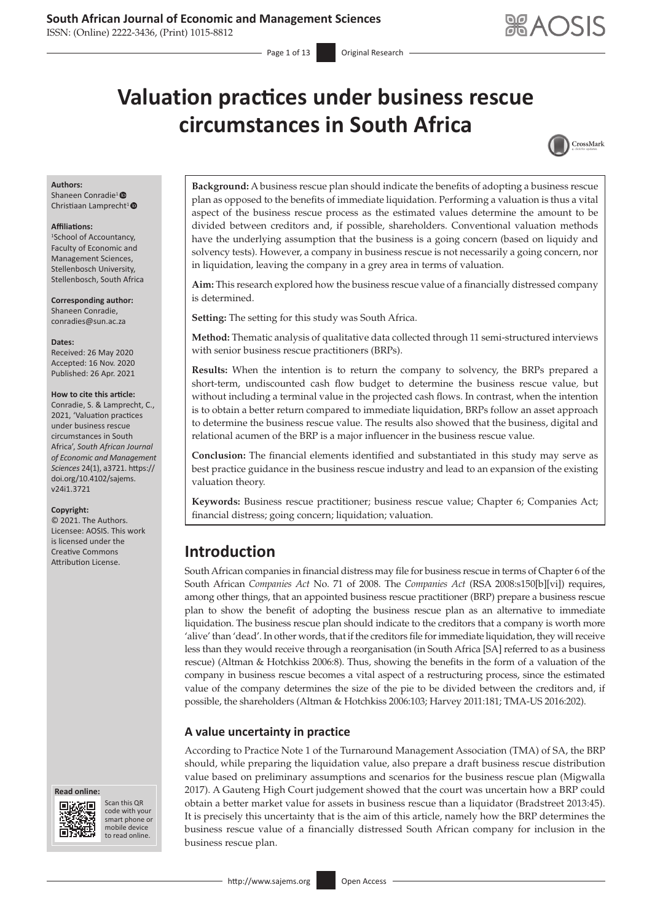# Valuation practices under business rescue circumstances in South Africa

**Authors:**
Shaneen Conradie[1]
Christiaan Lamprecht[1]

**Affiliations:**
[1]School of Accountancy, Faculty of Economic and Management Sciences, Stellenbosch University, Stellenbosch, South Africa

**Corresponding author:**
Shaneen Conradie,
conradies@sun.ac.za

**Dates:**
Received: 26 May 2020
Accepted: 16 Nov. 2020
Published: 26 Apr. 2021

**How to cite this article:**
Conradie, S. & Lamprecht, C., 2021, 'Valuation practices under business rescue circumstances in South Africa', *South African Journal of Economic and Management Sciences* 24(1), a3721. https://doi.org/10.4102/sajems.v24i1.3721

**Copyright:**
© 2021. The Authors. Licensee: AOSIS. This work is licensed under the Creative Commons Attribution License.

**Background:** A business rescue plan should indicate the benefits of adopting a business rescue plan as opposed to the benefits of immediate liquidation. Performing a valuation is thus a vital aspect of the business rescue process as the estimated values determine the amount to be divided between creditors and, if possible, shareholders. Conventional valuation methods have the underlying assumption that the business is a going concern (based on liquidy and solvency tests). However, a company in business rescue is not necessarily a going concern, nor in liquidation, leaving the company in a grey area in terms of valuation.

**Aim:** This research explored how the business rescue value of a financially distressed company is determined.

**Setting:** The setting for this study was South Africa.

**Method:** Thematic analysis of qualitative data collected through 11 semi-structured interviews with senior business rescue practitioners (BRPs).

**Results:** When the intention is to return the company to solvency, the BRPs prepared a short-term, undiscounted cash flow budget to determine the business rescue value, but without including a terminal value in the projected cash flows. In contrast, when the intention is to obtain a better return compared to immediate liquidation, BRPs follow an asset approach to determine the business rescue value. The results also showed that the business, digital and relational acumen of the BRP is a major influencer in the business rescue value.

**Conclusion:** The financial elements identified and substantiated in this study may serve as best practice guidance in the business rescue industry and lead to an expansion of the existing valuation theory.

**Keywords:** Business rescue practitioner; business rescue value; Chapter 6; Companies Act; financial distress; going concern; liquidation; valuation.

## Introduction

South African companies in financial distress may file for business rescue in terms of Chapter 6 of the South African *Companies Act* No. 71 of 2008. The *Companies Act* (RSA 2008:s150[b][vi]) requires, among other things, that an appointed business rescue practitioner (BRP) prepare a business rescue plan to show the benefit of adopting the business rescue plan as an alternative to immediate liquidation. The business rescue plan should indicate to the creditors that a company is worth more 'alive' than 'dead'. In other words, that if the creditors file for immediate liquidation, they will receive less than they would receive through a reorganisation (in South Africa [SA] referred to as a business rescue) (Altman & Hotchkiss 2006:8). Thus, showing the benefits in the form of a valuation of the company in business rescue becomes a vital aspect of a restructuring process, since the estimated value of the company determines the size of the pie to be divided between the creditors and, if possible, the shareholders (Altman & Hotchkiss 2006:103; Harvey 2011:181; TMA-US 2016:202).

### A value uncertainty in practice

According to Practice Note 1 of the Turnaround Management Association (TMA) of SA, the BRP should, while preparing the liquidation value, also prepare a draft business rescue distribution value based on preliminary assumptions and scenarios for the business rescue plan (Migwalla 2017). A Gauteng High Court judgement showed that the court was uncertain how a BRP could obtain a better market value for assets in business rescue than a liquidator (Bradstreet 2013:45). It is precisely this uncertainty that is the aim of this article, namely how the BRP determines the business rescue value of a financially distressed South African company for inclusion in the business rescue plan.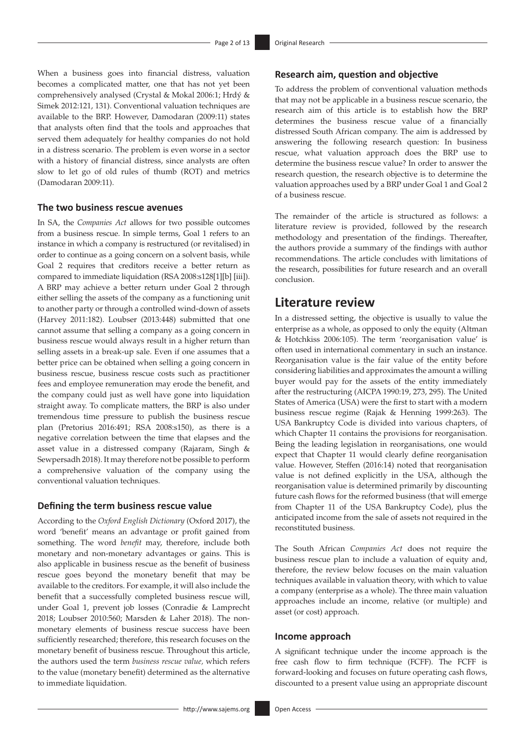When a business goes into financial distress, valuation becomes a complicated matter, one that has not yet been comprehensively analysed (Crystal & Mokal 2006:1; Hrdý & Simek 2012:121, 131). Conventional valuation techniques are available to the BRP. However, Damodaran (2009:11) states that analysts often find that the tools and approaches that served them adequately for healthy companies do not hold in a distress scenario. The problem is even worse in a sector with a history of financial distress, since analysts are often slow to let go of old rules of thumb (ROT) and metrics (Damodaran 2009:11).

### The two business rescue avenues

In SA, the *Companies Act* allows for two possible outcomes from a business rescue. In simple terms, Goal 1 refers to an instance in which a company is restructured (or revitalised) in order to continue as a going concern on a solvent basis, while Goal 2 requires that creditors receive a better return as compared to immediate liquidation (RSA 2008:s128[1][b] [iii]). A BRP may achieve a better return under Goal 2 through either selling the assets of the company as a functioning unit to another party or through a controlled wind-down of assets (Harvey 2011:182). Loubser (2013:448) submitted that one cannot assume that selling a company as a going concern in business rescue would always result in a higher return than selling assets in a break-up sale. Even if one assumes that a better price can be obtained when selling a going concern in business rescue, business rescue costs such as practitioner fees and employee remuneration may erode the benefit, and the company could just as well have gone into liquidation straight away. To complicate matters, the BRP is also under tremendous time pressure to publish the business rescue plan (Pretorius 2016:491; RSA 2008:s150), as there is a negative correlation between the time that elapses and the asset value in a distressed company (Rajaram, Singh & Sewpersadh 2018). It may therefore not be possible to perform a comprehensive valuation of the company using the conventional valuation techniques.

### Defining the term business rescue value

According to the *Oxford English Dictionary* (Oxford 2017), the word 'benefit' means an advantage or profit gained from something. The word *benefit* may, therefore, include both monetary and non-monetary advantages or gains. This is also applicable in business rescue as the benefit of business rescue goes beyond the monetary benefit that may be available to the creditors. For example, it will also include the benefit that a successfully completed business rescue will, under Goal 1, prevent job losses (Conradie & Lamprecht 2018; Loubser 2010:560; Marsden & Laher 2018). The non-monetary elements of business rescue success have been sufficiently researched; therefore, this research focuses on the monetary benefit of business rescue. Throughout this article, the authors used the term *business rescue value,* which refers to the value (monetary benefit) determined as the alternative to immediate liquidation.

### Research aim, question and objective

To address the problem of conventional valuation methods that may not be applicable in a business rescue scenario, the research aim of this article is to establish how the BRP determines the business rescue value of a financially distressed South African company. The aim is addressed by answering the following research question: In business rescue, what valuation approach does the BRP use to determine the business rescue value? In order to answer the research question, the research objective is to determine the valuation approaches used by a BRP under Goal 1 and Goal 2 of a business rescue.

The remainder of the article is structured as follows: a literature review is provided, followed by the research methodology and presentation of the findings. Thereafter, the authors provide a summary of the findings with author recommendations. The article concludes with limitations of the research, possibilities for future research and an overall conclusion.

## Literature review

In a distressed setting, the objective is usually to value the enterprise as a whole, as opposed to only the equity (Altman & Hotchkiss 2006:105). The term 'reorganisation value' is often used in international commentary in such an instance. Reorganisation value is the fair value of the entity before considering liabilities and approximates the amount a willing buyer would pay for the assets of the entity immediately after the restructuring (AICPA 1990:19, 273, 295). The United States of America (USA) were the first to start with a modern business rescue regime (Rajak & Henning 1999:263). The USA Bankruptcy Code is divided into various chapters, of which Chapter 11 contains the provisions for reorganisation. Being the leading legislation in reorganisations, one would expect that Chapter 11 would clearly define reorganisation value. However, Steffen (2016:14) noted that reorganisation value is not defined explicitly in the USA, although the reorganisation value is determined primarily by discounting future cash flows for the reformed business (that will emerge from Chapter 11 of the USA Bankruptcy Code), plus the anticipated income from the sale of assets not required in the reconstituted business.

The South African *Companies Act* does not require the business rescue plan to include a valuation of equity and, therefore, the review below focuses on the main valuation techniques available in valuation theory, with which to value a company (enterprise as a whole). The three main valuation approaches include an income, relative (or multiple) and asset (or cost) approach.

### Income approach

A significant technique under the income approach is the free cash flow to firm technique (FCFF). The FCFF is forward-looking and focuses on future operating cash flows, discounted to a present value using an appropriate discount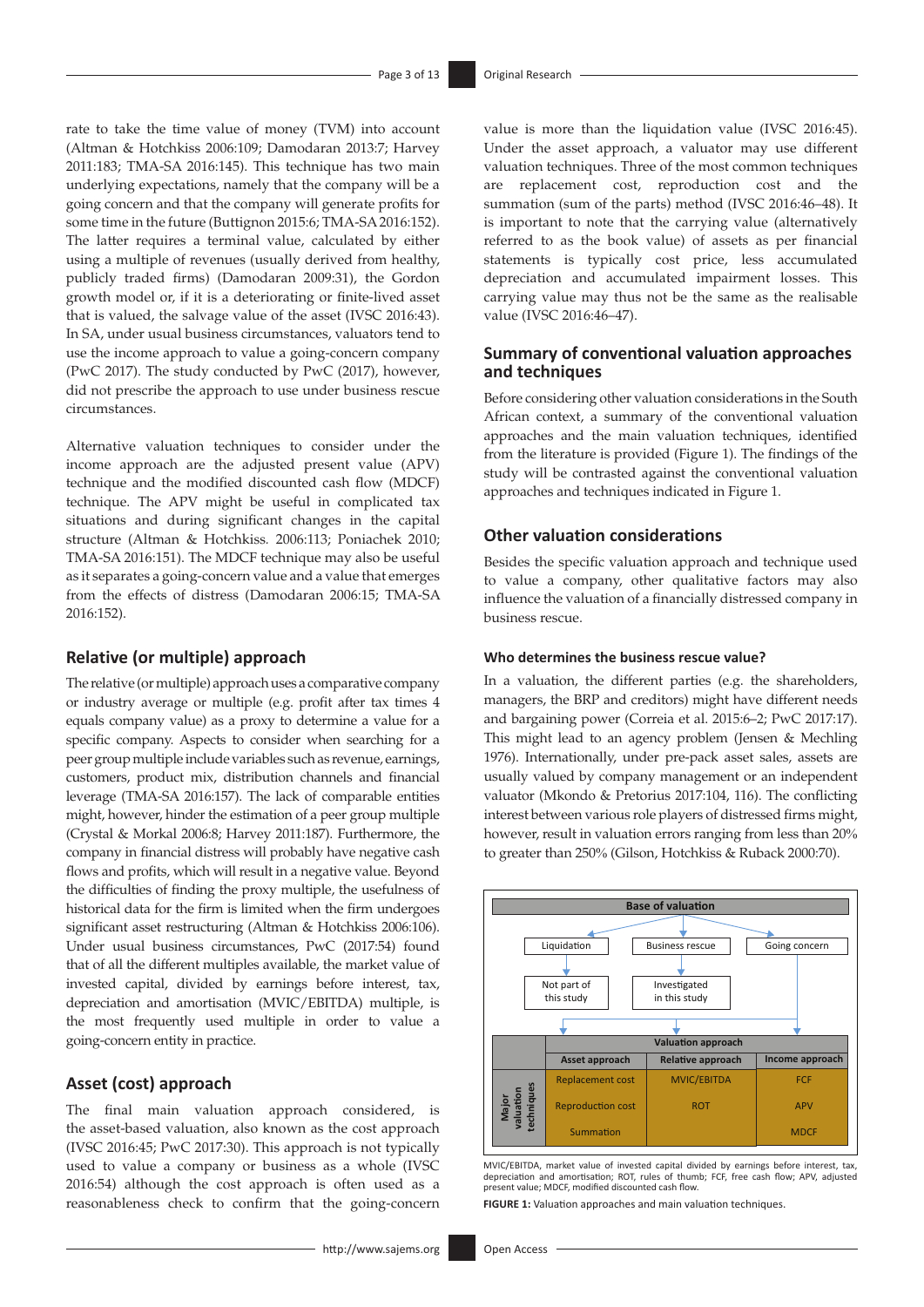rate to take the time value of money (TVM) into account (Altman & Hotchkiss 2006:109; Damodaran 2013:7; Harvey 2011:183; TMA-SA 2016:145). This technique has two main underlying expectations, namely that the company will be a going concern and that the company will generate profits for some time in the future (Buttignon 2015:6; TMA-SA 2016:152). The latter requires a terminal value, calculated by either using a multiple of revenues (usually derived from healthy, publicly traded firms) (Damodaran 2009:31), the Gordon growth model or, if it is a deteriorating or finite-lived asset that is valued, the salvage value of the asset (IVSC 2016:43). In SA, under usual business circumstances, valuators tend to use the income approach to value a going-concern company (PwC 2017). The study conducted by PwC (2017), however, did not prescribe the approach to use under business rescue circumstances.

Alternative valuation techniques to consider under the income approach are the adjusted present value (APV) technique and the modified discounted cash flow (MDCF) technique. The APV might be useful in complicated tax situations and during significant changes in the capital structure (Altman & Hotchkiss. 2006:113; Poniachek 2010; TMA-SA 2016:151). The MDCF technique may also be useful as it separates a going-concern value and a value that emerges from the effects of distress (Damodaran 2006:15; TMA-SA 2016:152).

## Relative (or multiple) approach

The relative (or multiple) approach uses a comparative company or industry average or multiple (e.g. profit after tax times 4 equals company value) as a proxy to determine a value for a specific company. Aspects to consider when searching for a peer group multiple include variables such as revenue, earnings, customers, product mix, distribution channels and financial leverage (TMA-SA 2016:157). The lack of comparable entities might, however, hinder the estimation of a peer group multiple (Crystal & Morkal 2006:8; Harvey 2011:187). Furthermore, the company in financial distress will probably have negative cash flows and profits, which will result in a negative value. Beyond the difficulties of finding the proxy multiple, the usefulness of historical data for the firm is limited when the firm undergoes significant asset restructuring (Altman & Hotchkiss 2006:106). Under usual business circumstances, PwC (2017:54) found that of all the different multiples available, the market value of invested capital, divided by earnings before interest, tax, depreciation and amortisation (MVIC/EBITDA) multiple, is the most frequently used multiple in order to value a going-concern entity in practice.

## Asset (cost) approach

The final main valuation approach considered, is the asset-based valuation, also known as the cost approach (IVSC 2016:45; PwC 2017:30). This approach is not typically used to value a company or business as a whole (IVSC 2016:54) although the cost approach is often used as a reasonableness check to confirm that the going-concern value is more than the liquidation value (IVSC 2016:45). Under the asset approach, a valuator may use different valuation techniques. Three of the most common techniques are replacement cost, reproduction cost and the summation (sum of the parts) method (IVSC 2016:46–48). It is important to note that the carrying value (alternatively referred to as the book value) of assets as per financial statements is typically cost price, less accumulated depreciation and accumulated impairment losses. This carrying value may thus not be the same as the realisable value (IVSC 2016:46–47).

## Summary of conventional valuation approaches and techniques

Before considering other valuation considerations in the South African context, a summary of the conventional valuation approaches and the main valuation techniques, identified from the literature is provided (Figure 1). The findings of the study will be contrasted against the conventional valuation approaches and techniques indicated in Figure 1.

## Other valuation considerations

Besides the specific valuation approach and technique used to value a company, other qualitative factors may also influence the valuation of a financially distressed company in business rescue.

### Who determines the business rescue value?

In a valuation, the different parties (e.g. the shareholders, managers, the BRP and creditors) might have different needs and bargaining power (Correia et al. 2015:6–2; PwC 2017:17). This might lead to an agency problem (Jensen & Mechling 1976). Internationally, under pre-pack asset sales, assets are usually valued by company management or an independent valuator (Mkondo & Pretorius 2017:104, 116). The conflicting interest between various role players of distressed firms might, however, result in valuation errors ranging from less than 20% to greater than 250% (Gilson, Hotchkiss & Ruback 2000:70).

Base of valuation

- Liquidation → Not part of this study
- Business rescue → Investigated in this study
- Going concern

| | Valuation approach | | |
|---|---|---|---|
| | Asset approach | Relative approach | Income approach |
| Major valuation techniques | Replacement cost | MVIC/EBITDA | FCF |
| | Reproduction cost | ROT | APV |
| | Summation | | MDCF |

MVIC/EBITDA, market value of invested capital divided by earnings before interest, tax, depreciation and amortisation; ROT, rules of thumb; FCF, free cash flow; APV, adjusted present value; MDCF, modified discounted cash flow.

**FIGURE 1:** Valuation approaches and main valuation techniques.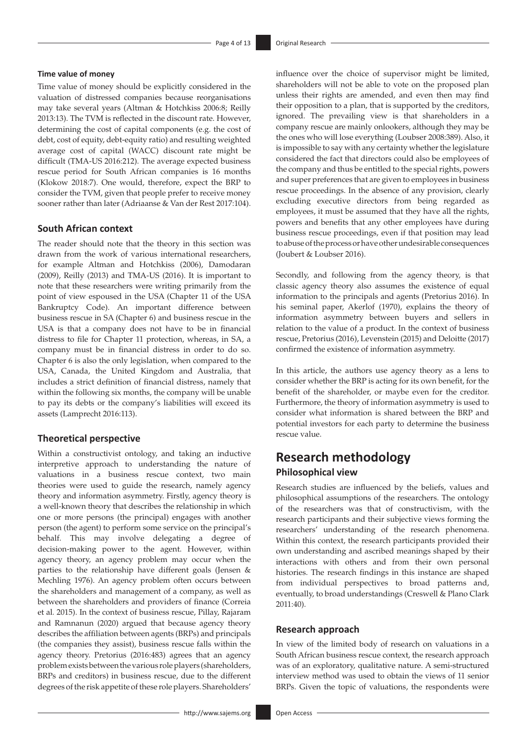#### Time value of money

Time value of money should be explicitly considered in the valuation of distressed companies because reorganisations may take several years (Altman & Hotchkiss 2006:8; Reilly 2013:13). The TVM is reflected in the discount rate. However, determining the cost of capital components (e.g. the cost of debt, cost of equity, debt-equity ratio) and resulting weighted average cost of capital (WACC) discount rate might be difficult (TMA-US 2016:212). The average expected business rescue period for South African companies is 16 months (Klokow 2018:7). One would, therefore, expect the BRP to consider the TVM, given that people prefer to receive money sooner rather than later (Adriaanse & Van der Rest 2017:104).

### South African context

The reader should note that the theory in this section was drawn from the work of various international researchers, for example Altman and Hotchkiss (2006), Damodaran (2009), Reilly (2013) and TMA-US (2016). It is important to note that these researchers were writing primarily from the point of view espoused in the USA (Chapter 11 of the USA Bankruptcy Code). An important difference between business rescue in SA (Chapter 6) and business rescue in the USA is that a company does not have to be in financial distress to file for Chapter 11 protection, whereas, in SA, a company must be in financial distress in order to do so. Chapter 6 is also the only legislation, when compared to the USA, Canada, the United Kingdom and Australia, that includes a strict definition of financial distress, namely that within the following six months, the company will be unable to pay its debts or the company's liabilities will exceed its assets (Lamprecht 2016:113).

### Theoretical perspective

Within a constructivist ontology, and taking an inductive interpretive approach to understanding the nature of valuations in a business rescue context, two main theories were used to guide the research, namely agency theory and information asymmetry. Firstly, agency theory is a well-known theory that describes the relationship in which one or more persons (the principal) engages with another person (the agent) to perform some service on the principal's behalf. This may involve delegating a degree of decision-making power to the agent. However, within agency theory, an agency problem may occur when the parties to the relationship have different goals (Jensen & Mechling 1976). An agency problem often occurs between the shareholders and management of a company, as well as between the shareholders and providers of finance (Correia et al. 2015). In the context of business rescue, Pillay, Rajaram and Ramnanun (2020) argued that because agency theory describes the affiliation between agents (BRPs) and principals (the companies they assist), business rescue falls within the agency theory. Pretorius (2016:483) agrees that an agency problem exists between the various role players (shareholders, BRPs and creditors) in business rescue, due to the different degrees of the risk appetite of these role players. Shareholders' influence over the choice of supervisor might be limited, shareholders will not be able to vote on the proposed plan unless their rights are amended, and even then may find their opposition to a plan, that is supported by the creditors, ignored. The prevailing view is that shareholders in a company rescue are mainly onlookers, although they may be the ones who will lose everything (Loubser 2008:389). Also, it is impossible to say with any certainty whether the legislature considered the fact that directors could also be employees of the company and thus be entitled to the special rights, powers and super preferences that are given to employees in business rescue proceedings. In the absence of any provision, clearly excluding executive directors from being regarded as employees, it must be assumed that they have all the rights, powers and benefits that any other employees have during business rescue proceedings, even if that position may lead to abuse of the process or have other undesirable consequences (Joubert & Loubser 2016).

Secondly, and following from the agency theory, is that classic agency theory also assumes the existence of equal information to the principals and agents (Pretorius 2016). In his seminal paper, Akerlof (1970), explains the theory of information asymmetry between buyers and sellers in relation to the value of a product. In the context of business rescue, Pretorius (2016), Levenstein (2015) and Deloitte (2017) confirmed the existence of information asymmetry.

In this article, the authors use agency theory as a lens to consider whether the BRP is acting for its own benefit, for the benefit of the shareholder, or maybe even for the creditor. Furthermore, the theory of information asymmetry is used to consider what information is shared between the BRP and potential investors for each party to determine the business rescue value.

## Research methodology

### Philosophical view

Research studies are influenced by the beliefs, values and philosophical assumptions of the researchers. The ontology of the researchers was that of constructivism, with the research participants and their subjective views forming the researchers' understanding of the research phenomena. Within this context, the research participants provided their own understanding and ascribed meanings shaped by their interactions with others and from their own personal histories. The research findings in this instance are shaped from individual perspectives to broad patterns and, eventually, to broad understandings (Creswell & Plano Clark 2011:40).

### Research approach

In view of the limited body of research on valuations in a South African business rescue context, the research approach was of an exploratory, qualitative nature. A semi-structured interview method was used to obtain the views of 11 senior BRPs. Given the topic of valuations, the respondents were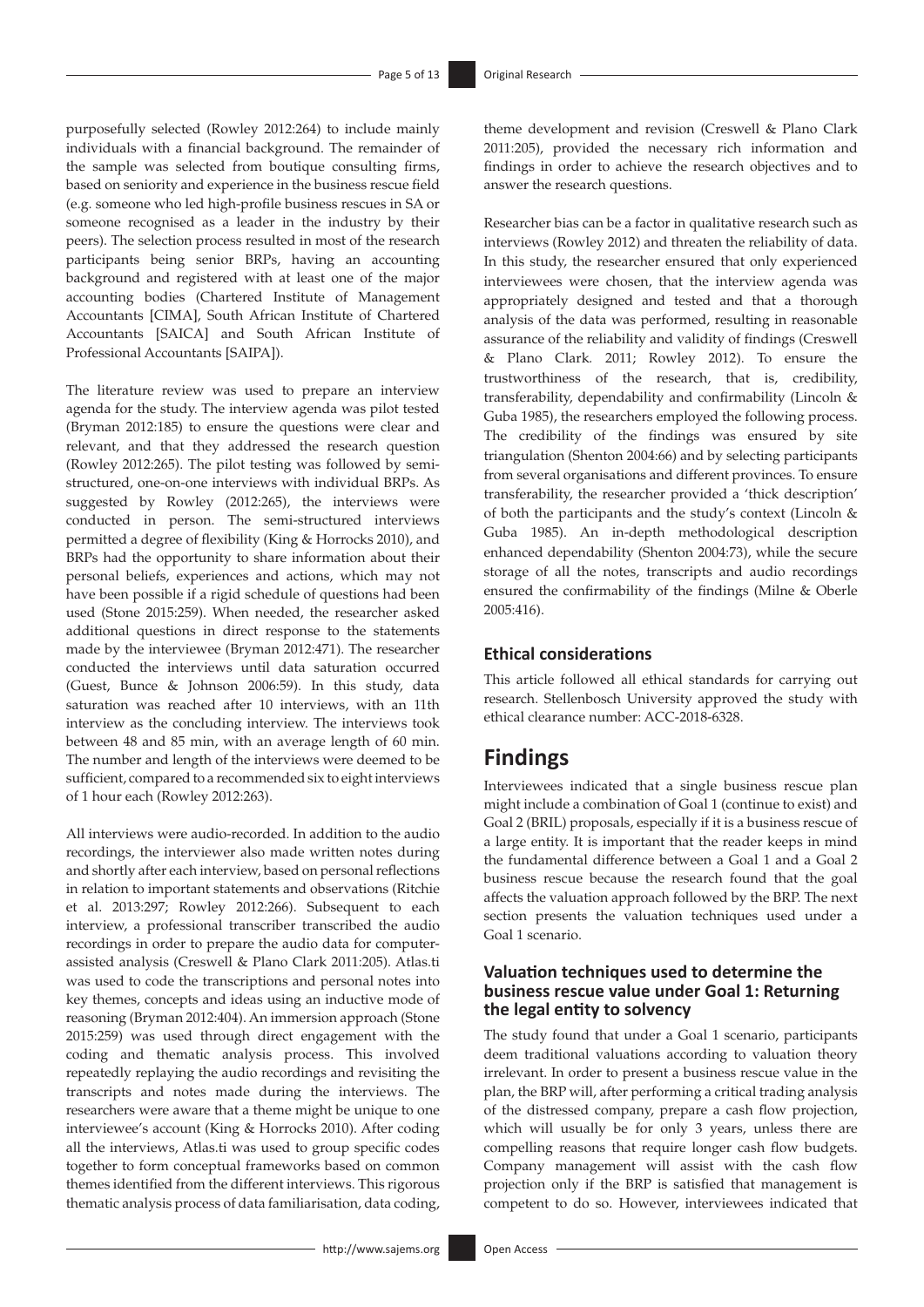purposefully selected (Rowley 2012:264) to include mainly individuals with a financial background. The remainder of the sample was selected from boutique consulting firms, based on seniority and experience in the business rescue field (e.g. someone who led high-profile business rescues in SA or someone recognised as a leader in the industry by their peers). The selection process resulted in most of the research participants being senior BRPs, having an accounting background and registered with at least one of the major accounting bodies (Chartered Institute of Management Accountants [CIMA], South African Institute of Chartered Accountants [SAICA] and South African Institute of Professional Accountants [SAIPA]).

The literature review was used to prepare an interview agenda for the study. The interview agenda was pilot tested (Bryman 2012:185) to ensure the questions were clear and relevant, and that they addressed the research question (Rowley 2012:265). The pilot testing was followed by semi-structured, one-on-one interviews with individual BRPs. As suggested by Rowley (2012:265), the interviews were conducted in person. The semi-structured interviews permitted a degree of flexibility (King & Horrocks 2010), and BRPs had the opportunity to share information about their personal beliefs, experiences and actions, which may not have been possible if a rigid schedule of questions had been used (Stone 2015:259). When needed, the researcher asked additional questions in direct response to the statements made by the interviewee (Bryman 2012:471). The researcher conducted the interviews until data saturation occurred (Guest, Bunce & Johnson 2006:59). In this study, data saturation was reached after 10 interviews, with an 11th interview as the concluding interview. The interviews took between 48 and 85 min, with an average length of 60 min. The number and length of the interviews were deemed to be sufficient, compared to a recommended six to eight interviews of 1 hour each (Rowley 2012:263).

All interviews were audio-recorded. In addition to the audio recordings, the interviewer also made written notes during and shortly after each interview, based on personal reflections in relation to important statements and observations (Ritchie et al. 2013:297; Rowley 2012:266). Subsequent to each interview, a professional transcriber transcribed the audio recordings in order to prepare the audio data for computer-assisted analysis (Creswell & Plano Clark 2011:205). Atlas.ti was used to code the transcriptions and personal notes into key themes, concepts and ideas using an inductive mode of reasoning (Bryman 2012:404). An immersion approach (Stone 2015:259) was used through direct engagement with the coding and thematic analysis process. This involved repeatedly replaying the audio recordings and revisiting the transcripts and notes made during the interviews. The researchers were aware that a theme might be unique to one interviewee's account (King & Horrocks 2010). After coding all the interviews, Atlas.ti was used to group specific codes together to form conceptual frameworks based on common themes identified from the different interviews. This rigorous thematic analysis process of data familiarisation, data coding, theme development and revision (Creswell & Plano Clark 2011:205), provided the necessary rich information and findings in order to achieve the research objectives and to answer the research questions.

Researcher bias can be a factor in qualitative research such as interviews (Rowley 2012) and threaten the reliability of data. In this study, the researcher ensured that only experienced interviewees were chosen, that the interview agenda was appropriately designed and tested and that a thorough analysis of the data was performed, resulting in reasonable assurance of the reliability and validity of findings (Creswell & Plano Clark. 2011; Rowley 2012). To ensure the trustworthiness of the research, that is, credibility, transferability, dependability and confirmability (Lincoln & Guba 1985), the researchers employed the following process. The credibility of the findings was ensured by site triangulation (Shenton 2004:66) and by selecting participants from several organisations and different provinces. To ensure transferability, the researcher provided a 'thick description' of both the participants and the study's context (Lincoln & Guba 1985). An in-depth methodological description enhanced dependability (Shenton 2004:73), while the secure storage of all the notes, transcripts and audio recordings ensured the confirmability of the findings (Milne & Oberle 2005:416).

### Ethical considerations

This article followed all ethical standards for carrying out research. Stellenbosch University approved the study with ethical clearance number: ACC-2018-6328.

## Findings

Interviewees indicated that a single business rescue plan might include a combination of Goal 1 (continue to exist) and Goal 2 (BRIL) proposals, especially if it is a business rescue of a large entity. It is important that the reader keeps in mind the fundamental difference between a Goal 1 and a Goal 2 business rescue because the research found that the goal affects the valuation approach followed by the BRP. The next section presents the valuation techniques used under a Goal 1 scenario.

### Valuation techniques used to determine the business rescue value under Goal 1: Returning the legal entity to solvency

The study found that under a Goal 1 scenario, participants deem traditional valuations according to valuation theory irrelevant. In order to present a business rescue value in the plan, the BRP will, after performing a critical trading analysis of the distressed company, prepare a cash flow projection, which will usually be for only 3 years, unless there are compelling reasons that require longer cash flow budgets. Company management will assist with the cash flow projection only if the BRP is satisfied that management is competent to do so. However, interviewees indicated that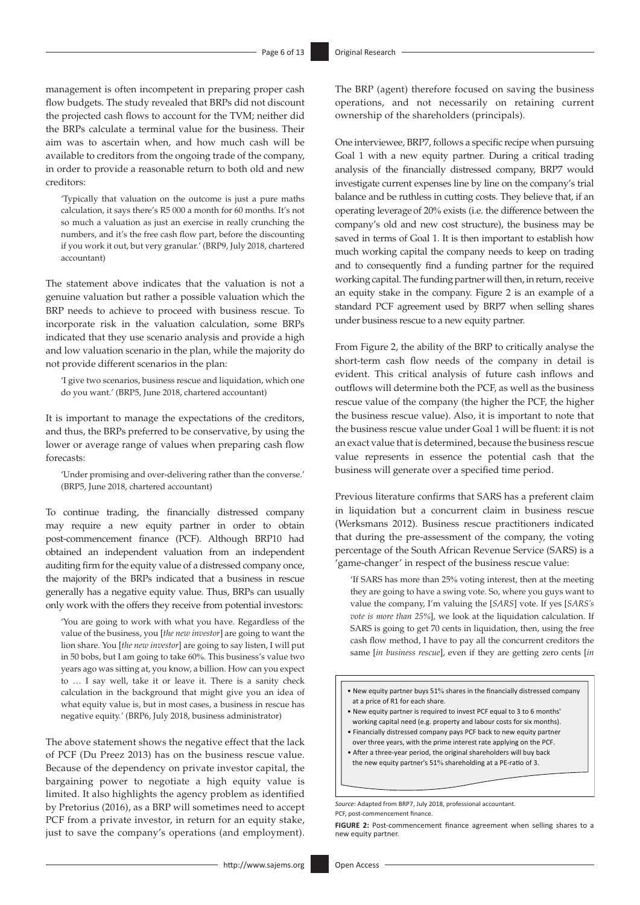management is often incompetent in preparing proper cash flow budgets. The study revealed that BRPs did not discount the projected cash flows to account for the TVM; neither did the BRPs calculate a terminal value for the business. Their aim was to ascertain when, and how much cash will be available to creditors from the ongoing trade of the company, in order to provide a reasonable return to both old and new creditors:

> 'Typically that valuation on the outcome is just a pure maths calculation, it says there's R5 000 a month for 60 months. It's not so much a valuation as just an exercise in really crunching the numbers, and it's the free cash flow part, before the discounting if you work it out, but very granular.' (BRP9, July 2018, chartered accountant)

The statement above indicates that the valuation is not a genuine valuation but rather a possible valuation which the BRP needs to achieve to proceed with business rescue. To incorporate risk in the valuation calculation, some BRPs indicated that they use scenario analysis and provide a high and low valuation scenario in the plan, while the majority do not provide different scenarios in the plan:

> 'I give two scenarios, business rescue and liquidation, which one do you want.' (BRP5, June 2018, chartered accountant)

It is important to manage the expectations of the creditors, and thus, the BRPs preferred to be conservative, by using the lower or average range of values when preparing cash flow forecasts:

> 'Under promising and over-delivering rather than the converse.' (BRP5, June 2018, chartered accountant)

To continue trading, the financially distressed company may require a new equity partner in order to obtain post-commencement finance (PCF). Although BRP10 had obtained an independent valuation from an independent auditing firm for the equity value of a distressed company once, the majority of the BRPs indicated that a business in rescue generally has a negative equity value. Thus, BRPs can usually only work with the offers they receive from potential investors:

> 'You are going to work with what you have. Regardless of the value of the business, you [*the new investor*] are going to want the lion share. You [*the new investor*] are going to say listen, I will put in 50 bobs, but I am going to take 60%. This business's value two years ago was sitting at, you know, a billion. How can you expect to … I say well, take it or leave it. There is a sanity check calculation in the background that might give you an idea of what equity value is, but in most cases, a business in rescue has negative equity.' (BRP6, July 2018, business administrator)

The above statement shows the negative effect that the lack of PCF (Du Preez 2013) has on the business rescue value. Because of the dependency on private investor capital, the bargaining power to negotiate a high equity value is limited. It also highlights the agency problem as identified by Pretorius (2016), as a BRP will sometimes need to accept PCF from a private investor, in return for an equity stake, just to save the company's operations (and employment). The BRP (agent) therefore focused on saving the business operations, and not necessarily on retaining current ownership of the shareholders (principals).

One interviewee, BRP7, follows a specific recipe when pursuing Goal 1 with a new equity partner. During a critical trading analysis of the financially distressed company, BRP7 would investigate current expenses line by line on the company's trial balance and be ruthless in cutting costs. They believe that, if an operating leverage of 20% exists (i.e. the difference between the company's old and new cost structure), the business may be saved in terms of Goal 1. It is then important to establish how much working capital the company needs to keep on trading and to consequently find a funding partner for the required working capital. The funding partner will then, in return, receive an equity stake in the company. Figure 2 is an example of a standard PCF agreement used by BRP7 when selling shares under business rescue to a new equity partner.

From Figure 2, the ability of the BRP to critically analyse the short-term cash flow needs of the company in detail is evident. This critical analysis of future cash inflows and outflows will determine both the PCF, as well as the business rescue value of the company (the higher the PCF, the higher the business rescue value). Also, it is important to note that the business rescue value under Goal 1 will be fluent: it is not an exact value that is determined, because the business rescue value represents in essence the potential cash that the business will generate over a specified time period.

Previous literature confirms that SARS has a preferent claim in liquidation but a concurrent claim in business rescue (Werksmans 2012). Business rescue practitioners indicated that during the pre-assessment of the company, the voting percentage of the South African Revenue Service (SARS) is a 'game-changer' in respect of the business rescue value:

> 'If SARS has more than 25% voting interest, then at the meeting they are going to have a swing vote. So, where you guys want to value the company, I'm valuing the [*SARS*] vote. If yes [*SARS's vote is more than 25%*], we look at the liquidation calculation. If SARS is going to get 70 cents in liquidation, then, using the free cash flow method, I have to pay all the concurrent creditors the same [*in business rescue*], even if they are getting zero cents [*in*

- New equity partner buys 51% shares in the financially distressed company at a price of R1 for each share.
- New equity partner is required to invest PCF equal to 3 to 6 months' working capital need (e.g. property and labour costs for six months).
- Financially distressed company pays PCF back to new equity partner over three years, with the prime interest rate applying on the PCF.
- After a three-year period, the original shareholders will buy back the new equity partner's 51% shareholding at a PE-ratio of 3.

*Source*: Adapted from BRP7, July 2018, professional accountant.
PCF, post-commencement finance.

**FIGURE 2:** Post-commencement finance agreement when selling shares to a new equity partner.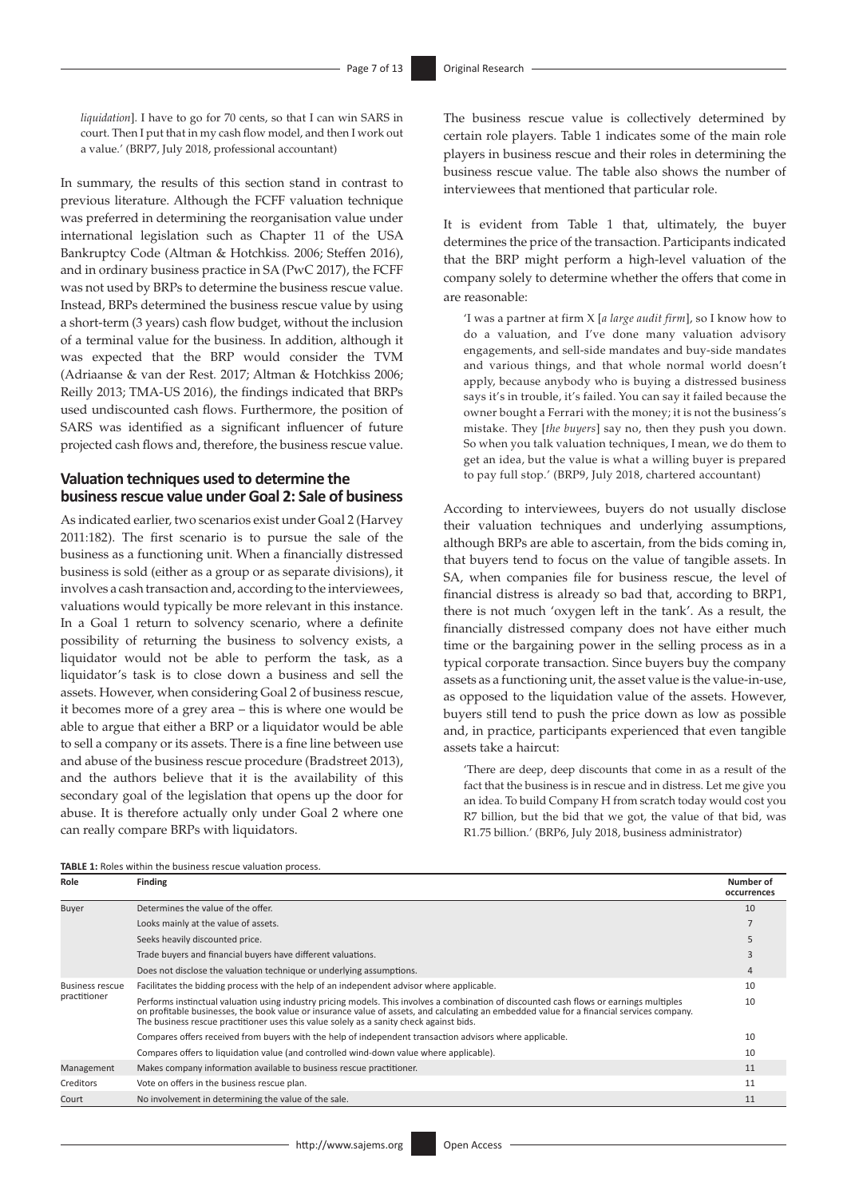*liquidation*]. I have to go for 70 cents, so that I can win SARS in court. Then I put that in my cash flow model, and then I work out a value.' (BRP7, July 2018, professional accountant)

In summary, the results of this section stand in contrast to previous literature. Although the FCFF valuation technique was preferred in determining the reorganisation value under international legislation such as Chapter 11 of the USA Bankruptcy Code (Altman & Hotchkiss. 2006; Steffen 2016), and in ordinary business practice in SA (PwC 2017), the FCFF was not used by BRPs to determine the business rescue value. Instead, BRPs determined the business rescue value by using a short-term (3 years) cash flow budget, without the inclusion of a terminal value for the business. In addition, although it was expected that the BRP would consider the TVM (Adriaanse & van der Rest. 2017; Altman & Hotchkiss 2006; Reilly 2013; TMA-US 2016), the findings indicated that BRPs used undiscounted cash flows. Furthermore, the position of SARS was identified as a significant influencer of future projected cash flows and, therefore, the business rescue value.

## Valuation techniques used to determine the business rescue value under Goal 2: Sale of business

As indicated earlier, two scenarios exist under Goal 2 (Harvey 2011:182). The first scenario is to pursue the sale of the business as a functioning unit. When a financially distressed business is sold (either as a group or as separate divisions), it involves a cash transaction and, according to the interviewees, valuations would typically be more relevant in this instance. In a Goal 1 return to solvency scenario, where a definite possibility of returning the business to solvency exists, a liquidator would not be able to perform the task, as a liquidator's task is to close down a business and sell the assets. However, when considering Goal 2 of business rescue, it becomes more of a grey area – this is where one would be able to argue that either a BRP or a liquidator would be able to sell a company or its assets. There is a fine line between use and abuse of the business rescue procedure (Bradstreet 2013), and the authors believe that it is the availability of this secondary goal of the legislation that opens up the door for abuse. It is therefore actually only under Goal 2 where one can really compare BRPs with liquidators.

The business rescue value is collectively determined by certain role players. Table 1 indicates some of the main role players in business rescue and their roles in determining the business rescue value. The table also shows the number of interviewees that mentioned that particular role.

It is evident from Table 1 that, ultimately, the buyer determines the price of the transaction. Participants indicated that the BRP might perform a high-level valuation of the company solely to determine whether the offers that come in are reasonable:

> 'I was a partner at firm X [*a large audit firm*], so I know how to do a valuation, and I've done many valuation advisory engagements, and sell-side mandates and buy-side mandates and various things, and that whole normal world doesn't apply, because anybody who is buying a distressed business says it's in trouble, it's failed. You can say it failed because the owner bought a Ferrari with the money; it is not the business's mistake. They [*the buyers*] say no, then they push you down. So when you talk valuation techniques, I mean, we do them to get an idea, but the value is what a willing buyer is prepared to pay full stop.' (BRP9, July 2018, chartered accountant)

According to interviewees, buyers do not usually disclose their valuation techniques and underlying assumptions, although BRPs are able to ascertain, from the bids coming in, that buyers tend to focus on the value of tangible assets. In SA, when companies file for business rescue, the level of financial distress is already so bad that, according to BRP1, there is not much 'oxygen left in the tank'. As a result, the financially distressed company does not have either much time or the bargaining power in the selling process as in a typical corporate transaction. Since buyers buy the company assets as a functioning unit, the asset value is the value-in-use, as opposed to the liquidation value of the assets. However, buyers still tend to push the price down as low as possible and, in practice, participants experienced that even tangible assets take a haircut:

> 'There are deep, deep discounts that come in as a result of the fact that the business is in rescue and in distress. Let me give you an idea. To build Company H from scratch today would cost you R7 billion, but the bid that we got, the value of that bid, was R1.75 billion.' (BRP6, July 2018, business administrator)

**TABLE 1:** Roles within the business rescue valuation process.

| Role | Finding | Number of occurrences |
|---|---|---|
| Buyer | Determines the value of the offer. | 10 |
| | Looks mainly at the value of assets. | 7 |
| | Seeks heavily discounted price. | 5 |
| | Trade buyers and financial buyers have different valuations. | 3 |
| | Does not disclose the valuation technique or underlying assumptions. | 4 |
| Business rescue practitioner | Facilitates the bidding process with the help of an independent advisor where applicable. | 10 |
| | Performs instinctual valuation using industry pricing models. This involves a combination of discounted cash flows or earnings multiples on profitable businesses, the book value or insurance value of assets, and calculating an embedded value for a financial services company. The business rescue practitioner uses this value solely as a sanity check against bids. | 10 |
| | Compares offers received from buyers with the help of independent transaction advisors where applicable. | 10 |
| | Compares offers to liquidation value (and controlled wind-down value where applicable). | 10 |
| Management | Makes company information available to business rescue practitioner. | 11 |
| Creditors | Vote on offers in the business rescue plan. | 11 |
| Court | No involvement in determining the value of the sale. | 11 |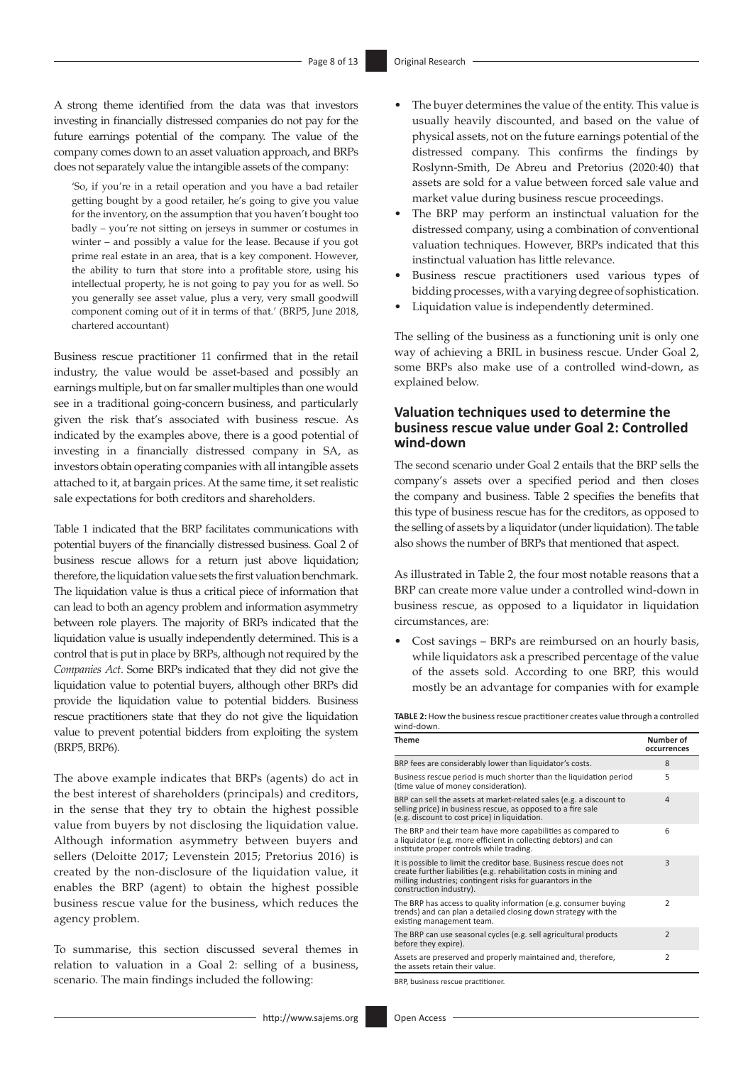A strong theme identified from the data was that investors investing in financially distressed companies do not pay for the future earnings potential of the company. The value of the company comes down to an asset valuation approach, and BRPs does not separately value the intangible assets of the company:

> 'So, if you're in a retail operation and you have a bad retailer getting bought by a good retailer, he's going to give you value for the inventory, on the assumption that you haven't bought too badly – you're not sitting on jerseys in summer or costumes in winter – and possibly a value for the lease. Because if you got prime real estate in an area, that is a key component. However, the ability to turn that store into a profitable store, using his intellectual property, he is not going to pay you for as well. So you generally see asset value, plus a very, very small goodwill component coming out of it in terms of that.' (BRP5, June 2018, chartered accountant)

Business rescue practitioner 11 confirmed that in the retail industry, the value would be asset-based and possibly an earnings multiple, but on far smaller multiples than one would see in a traditional going-concern business, and particularly given the risk that's associated with business rescue. As indicated by the examples above, there is a good potential of investing in a financially distressed company in SA, as investors obtain operating companies with all intangible assets attached to it, at bargain prices. At the same time, it set realistic sale expectations for both creditors and shareholders.

Table 1 indicated that the BRP facilitates communications with potential buyers of the financially distressed business. Goal 2 of business rescue allows for a return just above liquidation; therefore, the liquidation value sets the first valuation benchmark. The liquidation value is thus a critical piece of information that can lead to both an agency problem and information asymmetry between role players. The majority of BRPs indicated that the liquidation value is usually independently determined. This is a control that is put in place by BRPs, although not required by the *Companies Act*. Some BRPs indicated that they did not give the liquidation value to potential buyers, although other BRPs did provide the liquidation value to potential bidders. Business rescue practitioners state that they do not give the liquidation value to prevent potential bidders from exploiting the system (BRP5, BRP6).

The above example indicates that BRPs (agents) do act in the best interest of shareholders (principals) and creditors, in the sense that they try to obtain the highest possible value from buyers by not disclosing the liquidation value. Although information asymmetry between buyers and sellers (Deloitte 2017; Levenstein 2015; Pretorius 2016) is created by the non-disclosure of the liquidation value, it enables the BRP (agent) to obtain the highest possible business rescue value for the business, which reduces the agency problem.

To summarise, this section discussed several themes in relation to valuation in a Goal 2: selling of a business, scenario. The main findings included the following:

- The buyer determines the value of the entity. This value is usually heavily discounted, and based on the value of physical assets, not on the future earnings potential of the distressed company. This confirms the findings by Roslynn-Smith, De Abreu and Pretorius (2020:40) that assets are sold for a value between forced sale value and market value during business rescue proceedings.
- The BRP may perform an instinctual valuation for the distressed company, using a combination of conventional valuation techniques. However, BRPs indicated that this instinctual valuation has little relevance.
- Business rescue practitioners used various types of bidding processes, with a varying degree of sophistication.
- Liquidation value is independently determined.

The selling of the business as a functioning unit is only one way of achieving a BRIL in business rescue. Under Goal 2, some BRPs also make use of a controlled wind-down, as explained below.

### Valuation techniques used to determine the business rescue value under Goal 2: Controlled wind-down

The second scenario under Goal 2 entails that the BRP sells the company's assets over a specified period and then closes the company and business. Table 2 specifies the benefits that this type of business rescue has for the creditors, as opposed to the selling of assets by a liquidator (under liquidation). The table also shows the number of BRPs that mentioned that aspect.

As illustrated in Table 2, the four most notable reasons that a BRP can create more value under a controlled wind-down in business rescue, as opposed to a liquidator in liquidation circumstances, are:

- Cost savings – BRPs are reimbursed on an hourly basis, while liquidators ask a prescribed percentage of the value of the assets sold. According to one BRP, this would mostly be an advantage for companies with for example

**TABLE 2:** How the business rescue practitioner creates value through a controlled wind-down.

| Theme | Number of occurrences |
|---|---|
| BRP fees are considerably lower than liquidator's costs. | 8 |
| Business rescue period is much shorter than the liquidation period (time value of money consideration). | 5 |
| BRP can sell the assets at market-related sales (e.g. a discount to selling price) in business rescue, as opposed to a fire sale (e.g. discount to cost price) in liquidation. | 4 |
| The BRP and their team have more capabilities as compared to a liquidator (e.g. more efficient in collecting debtors) and can institute proper controls while trading. | 6 |
| It is possible to limit the creditor base. Business rescue does not create further liabilities (e.g. rehabilitation costs in mining and milling industries; contingent risks for guarantors in the construction industry). | 3 |
| The BRP has access to quality information (e.g. consumer buying trends) and can plan a detailed closing down strategy with the existing management team. | 2 |
| The BRP can use seasonal cycles (e.g. sell agricultural products before they expire). | 2 |
| Assets are preserved and properly maintained and, therefore, the assets retain their value. | 2 |

BRP, business rescue practitioner.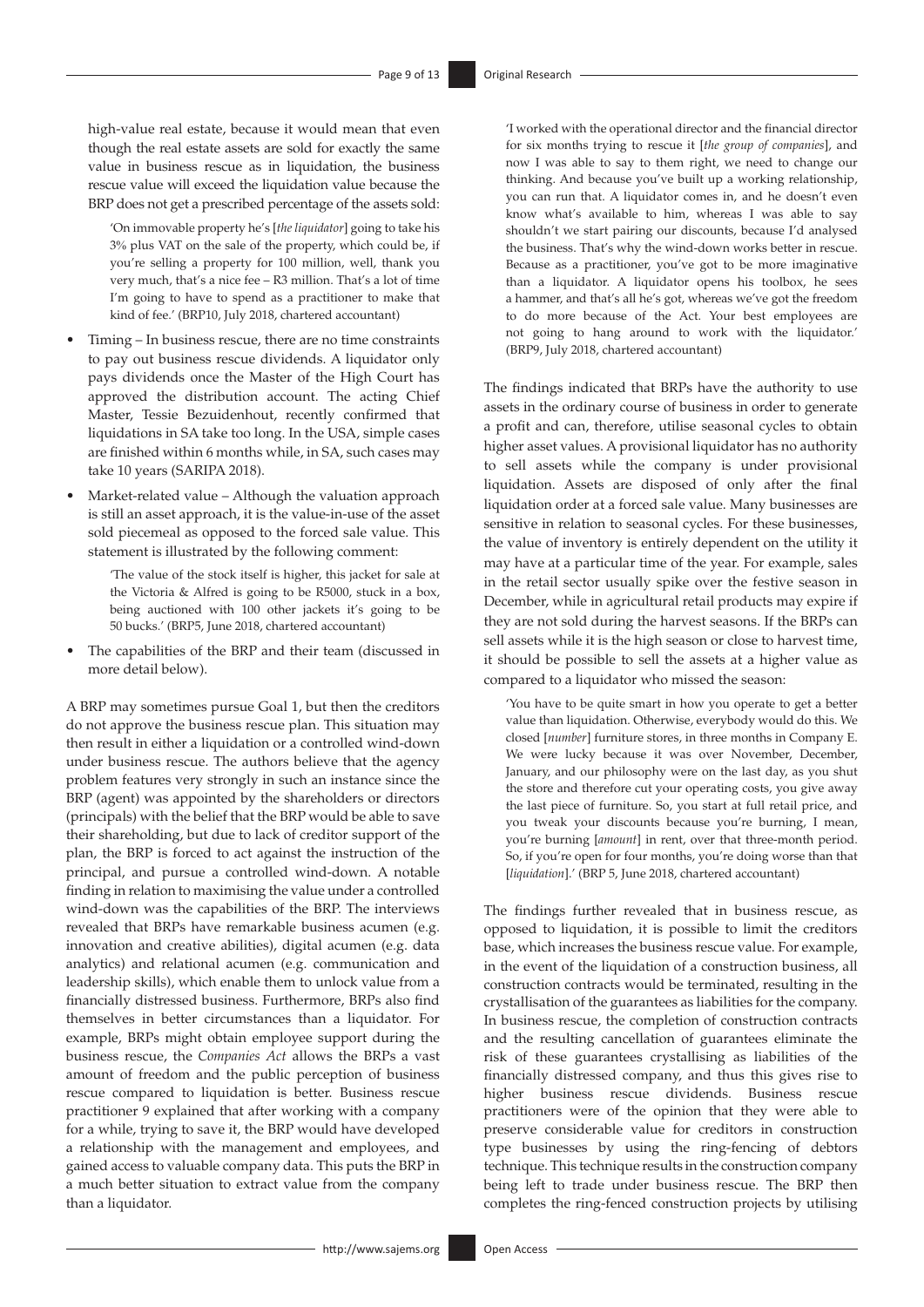high-value real estate, because it would mean that even though the real estate assets are sold for exactly the same value in business rescue as in liquidation, the business rescue value will exceed the liquidation value because the BRP does not get a prescribed percentage of the assets sold:

> 'On immovable property he's [*the liquidator*] going to take his 3% plus VAT on the sale of the property, which could be, if you're selling a property for 100 million, well, thank you very much, that's a nice fee – R3 million. That's a lot of time I'm going to have to spend as a practitioner to make that kind of fee.' (BRP10, July 2018, chartered accountant)

- Timing – In business rescue, there are no time constraints to pay out business rescue dividends. A liquidator only pays dividends once the Master of the High Court has approved the distribution account. The acting Chief Master, Tessie Bezuidenhout, recently confirmed that liquidations in SA take too long. In the USA, simple cases are finished within 6 months while, in SA, such cases may take 10 years (SARIPA 2018).
- Market-related value – Although the valuation approach is still an asset approach, it is the value-in-use of the asset sold piecemeal as opposed to the forced sale value. This statement is illustrated by the following comment:

  > 'The value of the stock itself is higher, this jacket for sale at the Victoria & Alfred is going to be R5000, stuck in a box, being auctioned with 100 other jackets it's going to be 50 bucks.' (BRP5, June 2018, chartered accountant)

- The capabilities of the BRP and their team (discussed in more detail below).

A BRP may sometimes pursue Goal 1, but then the creditors do not approve the business rescue plan. This situation may then result in either a liquidation or a controlled wind-down under business rescue. The authors believe that the agency problem features very strongly in such an instance since the BRP (agent) was appointed by the shareholders or directors (principals) with the belief that the BRP would be able to save their shareholding, but due to lack of creditor support of the plan, the BRP is forced to act against the instruction of the principal, and pursue a controlled wind-down. A notable finding in relation to maximising the value under a controlled wind-down was the capabilities of the BRP. The interviews revealed that BRPs have remarkable business acumen (e.g. innovation and creative abilities), digital acumen (e.g. data analytics) and relational acumen (e.g. communication and leadership skills), which enable them to unlock value from a financially distressed business. Furthermore, BRPs also find themselves in better circumstances than a liquidator. For example, BRPs might obtain employee support during the business rescue, the *Companies Act* allows the BRPs a vast amount of freedom and the public perception of business rescue compared to liquidation is better. Business rescue practitioner 9 explained that after working with a company for a while, trying to save it, the BRP would have developed a relationship with the management and employees, and gained access to valuable company data. This puts the BRP in a much better situation to extract value from the company than a liquidator.

> 'I worked with the operational director and the financial director for six months trying to rescue it [*the group of companies*], and now I was able to say to them right, we need to change our thinking. And because you've built up a working relationship, you can run that. A liquidator comes in, and he doesn't even know what's available to him, whereas I was able to say shouldn't we start pairing our discounts, because I'd analysed the business. That's why the wind-down works better in rescue. Because as a practitioner, you've got to be more imaginative than a liquidator. A liquidator opens his toolbox, he sees a hammer, and that's all he's got, whereas we've got the freedom to do more because of the Act. Your best employees are not going to hang around to work with the liquidator.' (BRP9, July 2018, chartered accountant)

The findings indicated that BRPs have the authority to use assets in the ordinary course of business in order to generate a profit and can, therefore, utilise seasonal cycles to obtain higher asset values. A provisional liquidator has no authority to sell assets while the company is under provisional liquidation. Assets are disposed of only after the final liquidation order at a forced sale value. Many businesses are sensitive in relation to seasonal cycles. For these businesses, the value of inventory is entirely dependent on the utility it may have at a particular time of the year. For example, sales in the retail sector usually spike over the festive season in December, while in agricultural retail products may expire if they are not sold during the harvest seasons. If the BRPs can sell assets while it is the high season or close to harvest time, it should be possible to sell the assets at a higher value as compared to a liquidator who missed the season:

> 'You have to be quite smart in how you operate to get a better value than liquidation. Otherwise, everybody would do this. We closed [*number*] furniture stores, in three months in Company E. We were lucky because it was over November, December, January, and our philosophy were on the last day, as you shut the store and therefore cut your operating costs, you give away the last piece of furniture. So, you start at full retail price, and you tweak your discounts because you're burning, I mean, you're burning [*amount*] in rent, over that three-month period. So, if you're open for four months, you're doing worse than that [*liquidation*].' (BRP 5, June 2018, chartered accountant)

The findings further revealed that in business rescue, as opposed to liquidation, it is possible to limit the creditors base, which increases the business rescue value. For example, in the event of the liquidation of a construction business, all construction contracts would be terminated, resulting in the crystallisation of the guarantees as liabilities for the company. In business rescue, the completion of construction contracts and the resulting cancellation of guarantees eliminate the risk of these guarantees crystallising as liabilities of the financially distressed company, and thus this gives rise to higher business rescue dividends. Business rescue practitioners were of the opinion that they were able to preserve considerable value for creditors in construction type businesses by using the ring-fencing of debtors technique. This technique results in the construction company being left to trade under business rescue. The BRP then completes the ring-fenced construction projects by utilising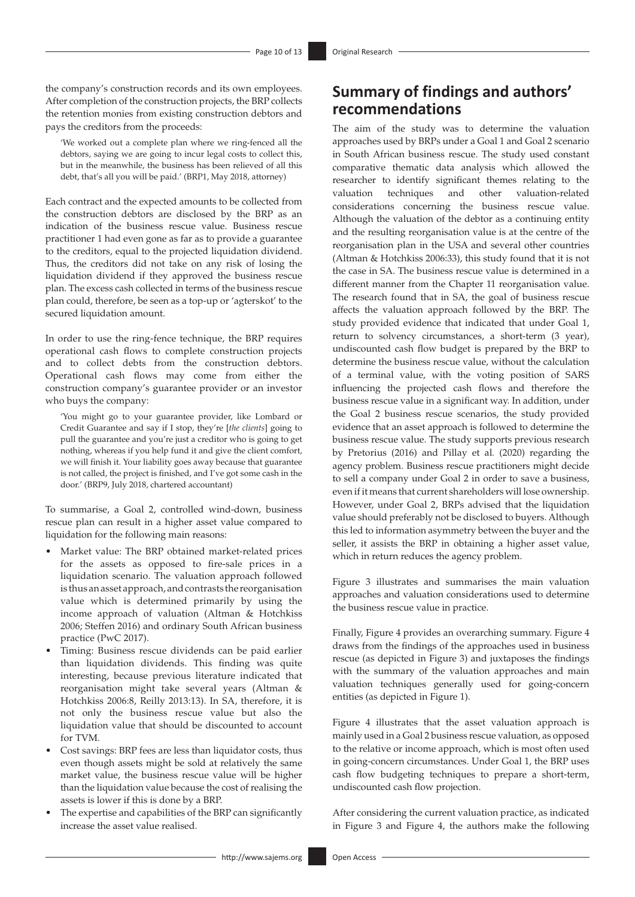the company's construction records and its own employees. After completion of the construction projects, the BRP collects the retention monies from existing construction debtors and pays the creditors from the proceeds:

> 'We worked out a complete plan where we ring-fenced all the debtors, saying we are going to incur legal costs to collect this, but in the meanwhile, the business has been relieved of all this debt, that's all you will be paid.' (BRP1, May 2018, attorney)

Each contract and the expected amounts to be collected from the construction debtors are disclosed by the BRP as an indication of the business rescue value. Business rescue practitioner 1 had even gone as far as to provide a guarantee to the creditors, equal to the projected liquidation dividend. Thus, the creditors did not take on any risk of losing the liquidation dividend if they approved the business rescue plan. The excess cash collected in terms of the business rescue plan could, therefore, be seen as a top-up or 'agterskot' to the secured liquidation amount.

In order to use the ring-fence technique, the BRP requires operational cash flows to complete construction projects and to collect debts from the construction debtors. Operational cash flows may come from either the construction company's guarantee provider or an investor who buys the company:

> 'You might go to your guarantee provider, like Lombard or Credit Guarantee and say if I stop, they're [*the clients*] going to pull the guarantee and you're just a creditor who is going to get nothing, whereas if you help fund it and give the client comfort, we will finish it. Your liability goes away because that guarantee is not called, the project is finished, and I've got some cash in the door.' (BRP9, July 2018, chartered accountant)

To summarise, a Goal 2, controlled wind-down, business rescue plan can result in a higher asset value compared to liquidation for the following main reasons:

- Market value: The BRP obtained market-related prices for the assets as opposed to fire-sale prices in a liquidation scenario. The valuation approach followed is thus an asset approach, and contrasts the reorganisation value which is determined primarily by using the income approach of valuation (Altman & Hotchkiss 2006; Steffen 2016) and ordinary South African business practice (PwC 2017).
- Timing: Business rescue dividends can be paid earlier than liquidation dividends. This finding was quite interesting, because previous literature indicated that reorganisation might take several years (Altman & Hotchkiss 2006:8, Reilly 2013:13). In SA, therefore, it is not only the business rescue value but also the liquidation value that should be discounted to account for TVM.
- Cost savings: BRP fees are less than liquidator costs, thus even though assets might be sold at relatively the same market value, the business rescue value will be higher than the liquidation value because the cost of realising the assets is lower if this is done by a BRP.
- The expertise and capabilities of the BRP can significantly increase the asset value realised.

## Summary of findings and authors' recommendations

The aim of the study was to determine the valuation approaches used by BRPs under a Goal 1 and Goal 2 scenario in South African business rescue. The study used constant comparative thematic data analysis which allowed the researcher to identify significant themes relating to the valuation techniques and other valuation-related considerations concerning the business rescue value. Although the valuation of the debtor as a continuing entity and the resulting reorganisation value is at the centre of the reorganisation plan in the USA and several other countries (Altman & Hotchkiss 2006:33), this study found that it is not the case in SA. The business rescue value is determined in a different manner from the Chapter 11 reorganisation value. The research found that in SA, the goal of business rescue affects the valuation approach followed by the BRP. The study provided evidence that indicated that under Goal 1, return to solvency circumstances, a short-term (3 year), undiscounted cash flow budget is prepared by the BRP to determine the business rescue value, without the calculation of a terminal value, with the voting position of SARS influencing the projected cash flows and therefore the business rescue value in a significant way. In addition, under the Goal 2 business rescue scenarios, the study provided evidence that an asset approach is followed to determine the business rescue value. The study supports previous research by Pretorius (2016) and Pillay et al. (2020) regarding the agency problem. Business rescue practitioners might decide to sell a company under Goal 2 in order to save a business, even if it means that current shareholders will lose ownership. However, under Goal 2, BRPs advised that the liquidation value should preferably not be disclosed to buyers. Although this led to information asymmetry between the buyer and the seller, it assists the BRP in obtaining a higher asset value, which in return reduces the agency problem.

Figure 3 illustrates and summarises the main valuation approaches and valuation considerations used to determine the business rescue value in practice.

Finally, Figure 4 provides an overarching summary. Figure 4 draws from the findings of the approaches used in business rescue (as depicted in Figure 3) and juxtaposes the findings with the summary of the valuation approaches and main valuation techniques generally used for going-concern entities (as depicted in Figure 1).

Figure 4 illustrates that the asset valuation approach is mainly used in a Goal 2 business rescue valuation, as opposed to the relative or income approach, which is most often used in going-concern circumstances. Under Goal 1, the BRP uses cash flow budgeting techniques to prepare a short-term, undiscounted cash flow projection.

After considering the current valuation practice, as indicated in Figure 3 and Figure 4, the authors make the following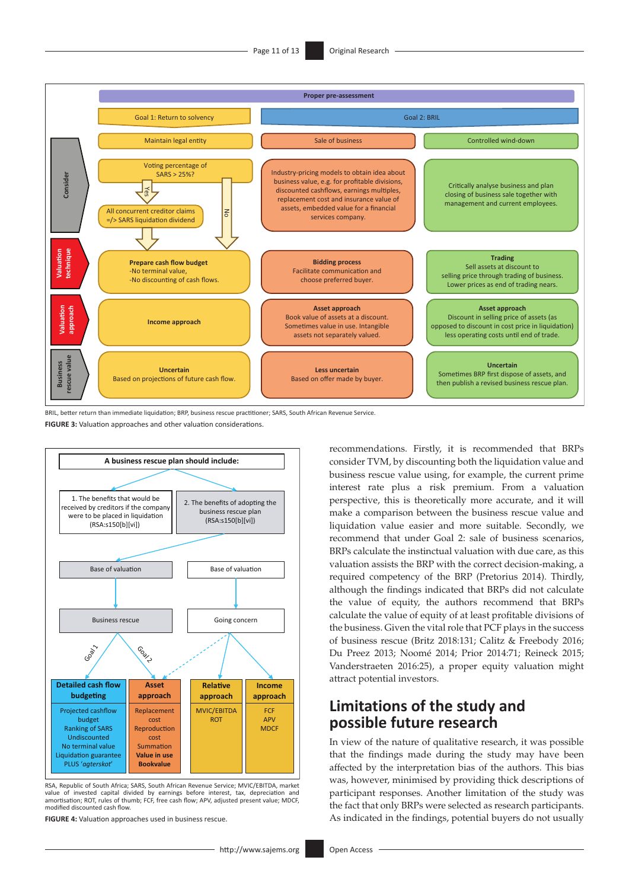Proper pre-assessment

| | Goal 1: Return to solvency | Goal 2: BRIL | |
|---|---|---|---|
| | Maintain legal entity | Sale of business | Controlled wind-down |
| Consider | Voting percentage of SARS > 25%? Yes: All concurrent creditor claims =/> SARS liquidation dividend. No | Industry-pricing models to obtain idea about business value, e.g. for profitable divisions, discounted cashflows, earnings multiples, replacement cost and insurance value of assets, embedded value for a financial services company. | Critically analyse business and plan closing of business sale together with management and current employees. |
| Valuation technique | **Prepare cash flow budget** -No terminal value, -No discounting of cash flows. | **Bidding process** Facilitate communication and choose preferred buyer. | **Trading** Sell assets at discount to selling price through trading of business. Lower prices as end of trading nears. |
| Valuation approach | **Income approach** | **Asset approach** Book value of assets at a discount. Sometimes value in use. Intangible assets not separately valued. | **Asset approach** Discount in selling price of assets (as opposed to discount in cost price in liquidation) less operating costs until end of trade. |
| Business rescue value | **Uncertain** Based on projections of future cash flow. | **Less uncertain** Based on offer made by buyer. | **Uncertain** Sometimes BRP first dispose of assets, and then publish a revised business rescue plan. |

BRIL, better return than immediate liquidation; BRP, business rescue practitioner; SARS, South African Revenue Service.

**FIGURE 3:** Valuation approaches and other valuation considerations.

**A business rescue plan should include:**

1. The benefits that would be received by creditors if the company were to be placed in liquidation (RSA:s150[b][vi]) → Base of valuation → Business rescue
2. The benefits of adopting the business rescue plan (RSA:s150[b][vi]) → Base of valuation → Going concern

Business rescue: Goal 1 → Detailed cash flow budgeting; Goal 2 → Asset approach. Going concern → Asset approach, Relative approach, Income approach.

| **Detailed cash flow budgeting** | **Asset approach** | **Relative approach** | **Income approach** |
|---|---|---|---|
| Projected cashflow budget<br>Ranking of SARS<br>Undiscounted<br>No terminal value<br>Liquidation guarantee<br>PLUS '*agterskot*' | Replacement cost<br>Reproduction cost<br>Summation<br>**Value in use**<br>**Bookvalue** | MVIC/EBITDA<br>ROT | FCF<br>APV<br>MDCF |

RSA, Republic of South Africa; SARS, South African Revenue Service; MVIC/EBITDA, market value of invested capital divided by earnings before interest, tax, depreciation and amortisation; ROT, rules of thumb; FCF, free cash flow; APV, adjusted present value; MDCF, modified discounted cash flow.

**FIGURE 4:** Valuation approaches used in business rescue.

recommendations. Firstly, it is recommended that BRPs consider TVM, by discounting both the liquidation value and business rescue value using, for example, the current prime interest rate plus a risk premium. From a valuation perspective, this is theoretically more accurate, and it will make a comparison between the business rescue value and liquidation value easier and more suitable. Secondly, we recommend that under Goal 2: sale of business scenarios, BRPs calculate the instinctual valuation with due care, as this valuation assists the BRP with the correct decision-making, a required competency of the BRP (Pretorius 2014). Thirdly, although the findings indicated that BRPs did not calculate the value of equity, the authors recommend that BRPs calculate the value of equity of at least profitable divisions of the business. Given the vital role that PCF plays in the success of business rescue (Britz 2018:131; Calitz & Freebody 2016; Du Preez 2013; Noomé 2014; Prior 2014:71; Reineck 2015; Vanderstraeten 2016:25), a proper equity valuation might attract potential investors.

## Limitations of the study and possible future research

In view of the nature of qualitative research, it was possible that the findings made during the study may have been affected by the interpretation bias of the authors. This bias was, however, minimised by providing thick descriptions of participant responses. Another limitation of the study was the fact that only BRPs were selected as research participants. As indicated in the findings, potential buyers do not usually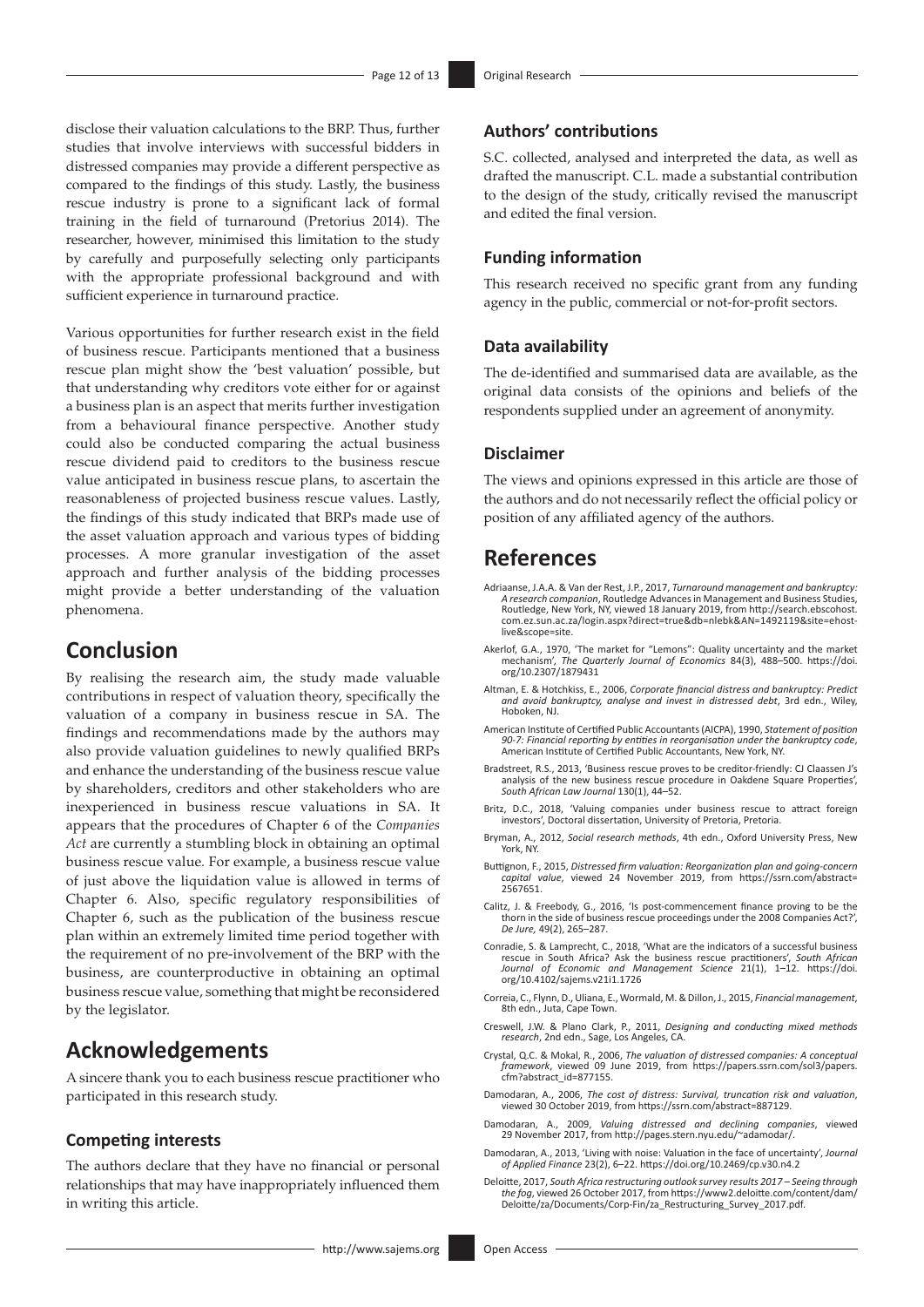disclose their valuation calculations to the BRP. Thus, further studies that involve interviews with successful bidders in distressed companies may provide a different perspective as compared to the findings of this study. Lastly, the business rescue industry is prone to a significant lack of formal training in the field of turnaround (Pretorius 2014). The researcher, however, minimised this limitation to the study by carefully and purposefully selecting only participants with the appropriate professional background and with sufficient experience in turnaround practice.

Various opportunities for further research exist in the field of business rescue. Participants mentioned that a business rescue plan might show the 'best valuation' possible, but that understanding why creditors vote either for or against a business plan is an aspect that merits further investigation from a behavioural finance perspective. Another study could also be conducted comparing the actual business rescue dividend paid to creditors to the business rescue value anticipated in business rescue plans, to ascertain the reasonableness of projected business rescue values. Lastly, the findings of this study indicated that BRPs made use of the asset valuation approach and various types of bidding processes. A more granular investigation of the asset approach and further analysis of the bidding processes might provide a better understanding of the valuation phenomena.

# Conclusion

By realising the research aim, the study made valuable contributions in respect of valuation theory, specifically the valuation of a company in business rescue in SA. The findings and recommendations made by the authors may also provide valuation guidelines to newly qualified BRPs and enhance the understanding of the business rescue value by shareholders, creditors and other stakeholders who are inexperienced in business rescue valuations in SA. It appears that the procedures of Chapter 6 of the *Companies Act* are currently a stumbling block in obtaining an optimal business rescue value. For example, a business rescue value of just above the liquidation value is allowed in terms of Chapter 6. Also, specific regulatory responsibilities of Chapter 6, such as the publication of the business rescue plan within an extremely limited time period together with the requirement of no pre-involvement of the BRP with the business, are counterproductive in obtaining an optimal business rescue value, something that might be reconsidered by the legislator.

# Acknowledgements

A sincere thank you to each business rescue practitioner who participated in this research study.

### Competing interests

The authors declare that they have no financial or personal relationships that may have inappropriately influenced them in writing this article.

### Authors' contributions

S.C. collected, analysed and interpreted the data, as well as drafted the manuscript. C.L. made a substantial contribution to the design of the study, critically revised the manuscript and edited the final version.

### Funding information

This research received no specific grant from any funding agency in the public, commercial or not-for-profit sectors.

### Data availability

The de-identified and summarised data are available, as the original data consists of the opinions and beliefs of the respondents supplied under an agreement of anonymity.

### Disclaimer

The views and opinions expressed in this article are those of the authors and do not necessarily reflect the official policy or position of any affiliated agency of the authors.

# References

Adriaanse, J.A.A. & Van der Rest, J.P., 2017, *Turnaround management and bankruptcy: A research companion*, Routledge Advances in Management and Business Studies, Routledge, New York, NY, viewed 18 January 2019, from http://search.ebscohost.com.ez.sun.ac.za/login.aspx?direct=true&db=nlebk&AN=1492119&site=ehost-live&scope=site.

Akerlof, G.A., 1970, 'The market for "Lemons": Quality uncertainty and the market mechanism', *The Quarterly Journal of Economics* 84(3), 488–500. https://doi.org/10.2307/1879431

Altman, E. & Hotchkiss, E., 2006, *Corporate financial distress and bankruptcy: Predict and avoid bankruptcy, analyse and invest in distressed debt*, 3rd edn., Wiley, Hoboken, NJ.

American Institute of Certified Public Accountants (AICPA), 1990, *Statement of position 90-7: Financial reporting by entities in reorganisation under the bankruptcy code*, American Institute of Certified Public Accountants, New York, NY.

Bradstreet, R.S., 2013, 'Business rescue proves to be creditor-friendly: CJ Claassen J's analysis of the new business rescue procedure in Oakdene Square Properties', *South African Law Journal* 130(1), 44–52.

Britz, D.C., 2018, 'Valuing companies under business rescue to attract foreign investors', Doctoral dissertation, University of Pretoria, Pretoria.

Bryman, A., 2012, *Social research methods*, 4th edn., Oxford University Press, New York, NY.

Buttignon, F., 2015, *Distressed firm valuation: Reorganization plan and going-concern capital value*, viewed 24 November 2019, from https://ssrn.com/abstract=2567651.

Calitz, J. & Freebody, G., 2016, 'Is post-commencement finance proving to be the thorn in the side of business rescue proceedings under the 2008 Companies Act?', *De Jure,* 49(2), 265–287.

Conradie, S. & Lamprecht, C., 2018, 'What are the indicators of a successful business rescue in South Africa? Ask the business rescue practitioners', *South African Journal of Economic and Management Science* 21(1), 1–12. https://doi.org/10.4102/sajems.v21i1.1726

Correia, C., Flynn, D., Uliana, E., Wormald, M. & Dillon, J., 2015, *Financial management*, 8th edn., Juta, Cape Town.

Creswell, J.W. & Plano Clark, P., 2011, *Designing and conducting mixed methods research*, 2nd edn., Sage, Los Angeles, CA.

Crystal, Q.C. & Mokal, R., 2006, *The valuation of distressed companies: A conceptual framework*, viewed 09 June 2019, from https://papers.ssrn.com/sol3/papers.cfm?abstract_id=877155.

Damodaran, A., 2006, *The cost of distress: Survival, truncation risk and valuation*, viewed 30 October 2019, from https://ssrn.com/abstract=887129.

Damodaran, A., 2009, *Valuing distressed and declining companies*, viewed 29 November 2017, from http://pages.stern.nyu.edu/~adamodar/.

Damodaran, A., 2013, 'Living with noise: Valuation in the face of uncertainty', *Journal of Applied Finance* 23(2), 6–22. https://doi.org/10.2469/cp.v30.n4.2

Deloitte, 2017, *South African restructuring outlook survey results 2017 – Seeing through the fog*, viewed 26 October 2017, from https://www2.deloitte.com/content/dam/Deloitte/za/Documents/Corp-Fin/za_Restructuring_Survey_2017.pdf.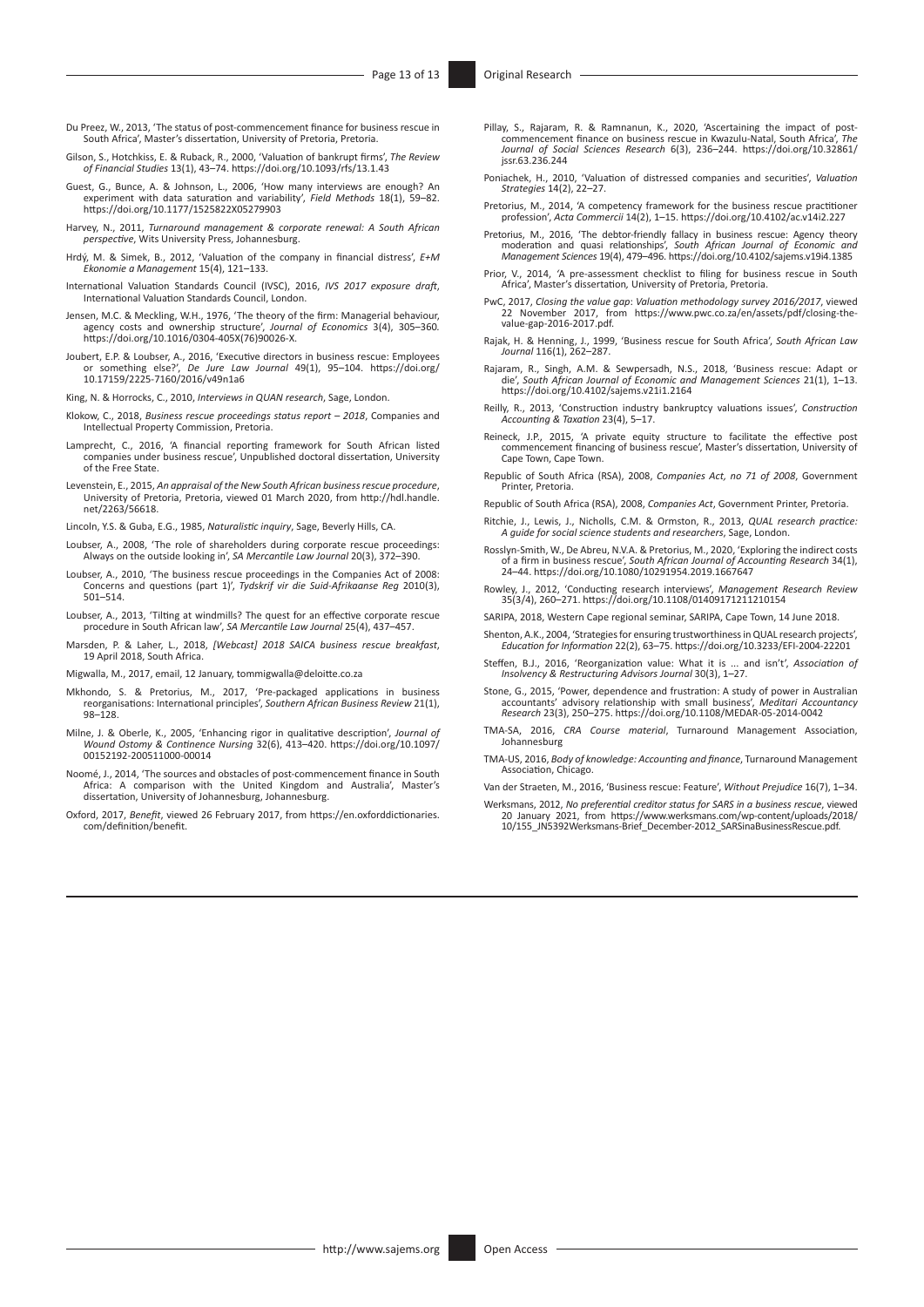Du Preez, W., 2013, 'The status of post-commencement finance for business rescue in South Africa', Master's dissertation, University of Pretoria, Pretoria.

Gilson, S., Hotchkiss, E. & Ruback, R., 2000, 'Valuation of bankrupt firms', *The Review of Financial Studies* 13(1), 43–74. https://doi.org/10.1093/rfs/13.1.43

Guest, G., Bunce, A. & Johnson, L., 2006, 'How many interviews are enough? An experiment with data saturation and variability', *Field Methods* 18(1), 59–82. https://doi.org/10.1177/1525822X05279903

Harvey, N., 2011, *Turnaround management & corporate renewal: A South African perspective*, Wits University Press, Johannesburg.

Hrdý, M. & Simek, B., 2012, 'Valuation of the company in financial distress', *E+M Ekonomie a Management* 15(4), 121–133.

International Valuation Standards Council (IVSC), 2016, *IVS 2017 exposure draft*, International Valuation Standards Council, London.

Jensen, M.C. & Meckling, W.H., 1976, 'The theory of the firm: Managerial behaviour, agency costs and ownership structure', *Journal of Economics* 3(4), 305–360. https://doi.org/10.1016/0304-405X(76)90026-X.

Joubert, E.P. & Loubser, A., 2016, 'Executive directors in business rescue: Employees or something else?', *De Jure Law Journal* 49(1), 95–104. https://doi.org/10.17159/2225-7160/2016/v49n1a6

King, N. & Horrocks, C., 2010, *Interviews in QUAN research*, Sage, London.

Klokow, C., 2018, *Business rescue proceedings status report – 2018*, Companies and Intellectual Property Commission, Pretoria.

Lamprecht, C., 2016, 'A financial reporting framework for South African listed companies under business rescue', Unpublished doctoral dissertation, University of the Free State.

Levenstein, E., 2015, *An appraisal of the New South African business rescue procedure*, University of Pretoria, Pretoria, viewed 01 March 2020, from http://hdl.handle.net/2263/56618.

Lincoln, Y.S. & Guba, E.G., 1985, *Naturalistic inquiry*, Sage, Beverly Hills, CA.

Loubser, A., 2008, 'The role of shareholders during corporate rescue proceedings: Always on the outside looking in', *SA Mercantile Law Journal* 20(3), 372–390.

Loubser, A., 2010, 'The business rescue proceedings in the Companies Act of 2008: Concerns and questions (part 1)', *Tydskrif vir die Suid-Afrikaanse Reg* 2010(3), 501–514.

Loubser, A., 2013, 'Tilting at windmills? The quest for an effective corporate rescue procedure in South African law', *SA Mercantile Law Journal* 25(4), 437–457.

Marsden, P. & Laher, L., 2018, *[Webcast] 2018 SAICA business rescue breakfast*, 19 April 2018, South Africa.

Migwalla, M., 2017, email, 12 January, tommigwalla@deloitte.co.za

Mkhondo, S. & Pretorius, M., 2017, 'Pre-packaged applications in business reorganisations: International principles', *Southern African Business Review* 21(1), 98–128.

Milne, J. & Oberle, K., 2005, 'Enhancing rigor in qualitative description', *Journal of Wound Ostomy & Continence Nursing* 32(6), 413–420. https://doi.org/10.1097/00152192-200511000-00014

Noomé, J., 2014, 'The sources and obstacles of post-commencement finance in South Africa: A comparison with the United Kingdom and Australia', Master's dissertation, University of Johannesburg, Johannesburg.

Oxford, 2017, *Benefit*, viewed 26 February 2017, from https://en.oxforddictionaries.com/definition/benefit.

Pillay, S., Rajaram, R. & Ramnanun, K., 2020, 'Ascertaining the impact of post-commencement finance on business rescue in Kwazulu-Natal, South Africa', *The Journal of Social Sciences Research* 6(3), 236–244. https://doi.org/10.32861/jssr.63.236.244

Poniachek, H., 2010, 'Valuation of distressed companies and securities', *Valuation Strategies* 14(2), 22–27.

Pretorius, M., 2014, 'A competency framework for the business rescue practitioner profession', *Acta Commercii* 14(2), 1–15. https://doi.org/10.4102/ac.v14i2.227

Pretorius, M., 2016, 'The debtor-friendly fallacy in business rescue: Agency theory moderation and quasi relationships', *South African Journal of Economic and Management Sciences* 19(4), 479–496. https://doi.org/10.4102/sajems.v19i4.1385

Prior, V., 2014, 'A pre-assessment checklist to filing for business rescue in South Africa', Master's dissertation, University of Pretoria, Pretoria.

PwC, 2017, *Closing the value gap: Valuation methodology survey 2016/2017*, viewed 22 November 2017, from https://www.pwc.co.za/en/assets/pdf/closing-the-value-gap-2016-2017.pdf.

Rajak, H. & Henning, J., 1999, 'Business rescue for South Africa', *South African Law Journal* 116(1), 262–287.

Rajaram, R., Singh, A.M. & Sewpersadh, N.S., 2018, 'Business rescue: Adapt or die', *South African Journal of Economic and Management Sciences* 21(1), 1–13. https://doi.org/10.4102/sajems.v21i1.2164

Reilly, R., 2013, 'Construction industry bankruptcy valuations issues', *Construction Accounting & Taxation* 23(4), 5–17.

Reineck, J.P., 2015, 'A private equity structure to facilitate the effective post commencement financing of business rescue', Master's dissertation, University of Cape Town, Cape Town.

Republic of South Africa (RSA), 2008, *Companies Act, no 71 of 2008*, Government Printer, Pretoria.

Republic of South Africa (RSA), 2008, *Companies Act*, Government Printer, Pretoria.

Ritchie, J., Lewis, J., Nicholls, C.M. & Ormston, R., 2013, *QUAL research practice: A guide for social science students and researchers*, Sage, London.

Rosslyn-Smith, W., De Abreu, N.V.A. & Pretorius, M., 2020, 'Exploring the indirect costs of a firm in business rescue', *South African Journal of Accounting Research* 34(1), 24–44. https://doi.org/10.1080/10291954.2019.1667647

Rowley, J., 2012, 'Conducting research interviews', *Management Research Review* 35(3/4), 260–271. https://doi.org/10.1108/01409171211210154

SARIPA, 2018, Western Cape regional seminar, SARIPA, Cape Town, 14 June 2018.

Shenton, A.K., 2004, 'Strategies for ensuring trustworthiness in QUAL research projects', *Education for Information* 22(2), 63–75. https://doi.org/10.3233/EFI-2004-22201

Steffen, B.J., 2016, 'Reorganization value: What it is ... and isn't', *Association of Insolvency & Restructuring Advisors Journal* 30(3), 1–27.

Stone, G., 2015, 'Power, dependence and frustration: A study of power in Australian accountants' advisory relationship with small business', *Meditari Accountancy Research* 23(3), 250–275. https://doi.org/10.1108/MEDAR-05-2014-0042

TMA-SA, 2016, *CRA Course material*, Turnaround Management Association, Johannesburg

TMA-US, 2016, *Body of knowledge: Accounting and finance*, Turnaround Management Association, Chicago.

Van der Straeten, M., 2016, 'Business rescue: Feature', *Without Prejudice* 16(7), 1–34.

Werksmans, 2012, *No preferential creditor status for SARS in a business rescue*, viewed 20 January 2021, from https://www.werksmans.com/wp-content/uploads/2018/10/155_JN5392Werksmans-Brief_December-2012_SARSinaBusinessRescue.pdf.